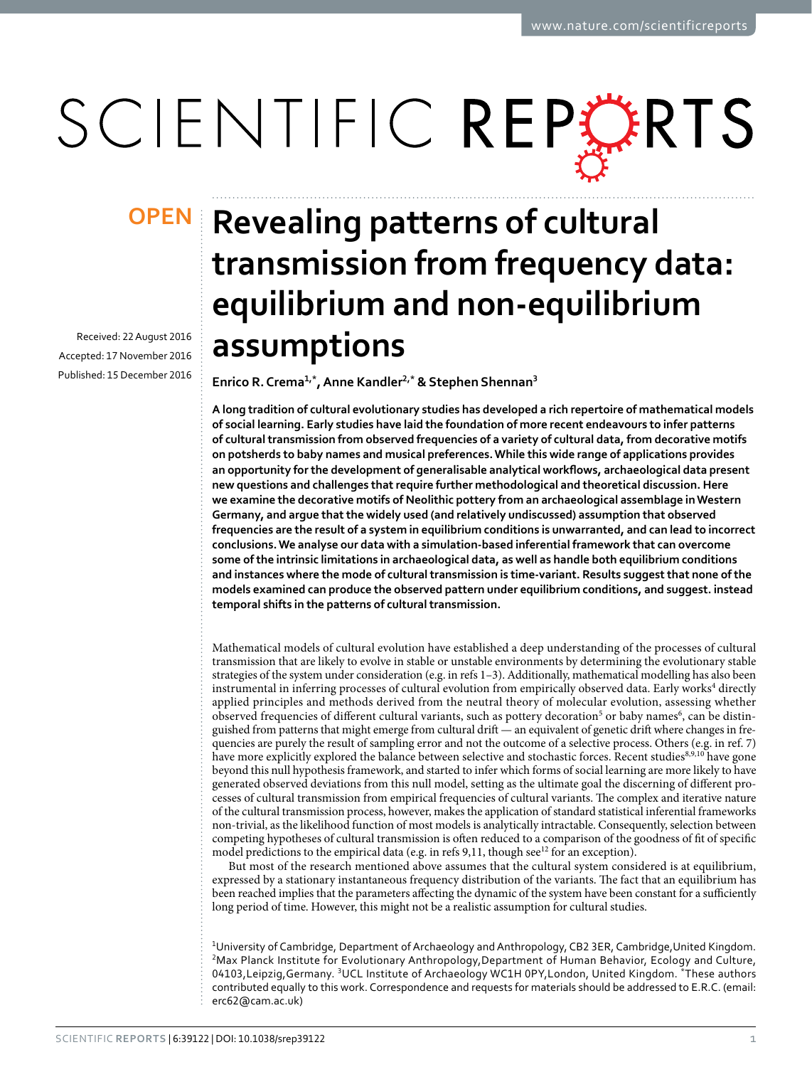OPEN

Received: 22 August 2016
Accepted: 17 November 2016
Published: 15 December 2016

# Revealing patterns of cultural transmission from frequency data: equilibrium and non-equilibrium assumptions

**Enrico R. Crema[1,*], Anne Kandler[2,*] & Stephen Shennan[3]**

**A long tradition of cultural evolutionary studies has developed a rich repertoire of mathematical models of social learning. Early studies have laid the foundation of more recent endeavours to infer patterns of cultural transmission from observed frequencies of a variety of cultural data, from decorative motifs on potsherds to baby names and musical preferences. While this wide range of applications provides an opportunity for the development of generalisable analytical workflows, archaeological data present new questions and challenges that require further methodological and theoretical discussion. Here we examine the decorative motifs of Neolithic pottery from an archaeological assemblage in Western Germany, and argue that the widely used (and relatively undiscussed) assumption that observed frequencies are the result of a system in equilibrium conditions is unwarranted, and can lead to incorrect conclusions. We analyse our data with a simulation-based inferential framework that can overcome some of the intrinsic limitations in archaeological data, as well as handle both equilibrium conditions and instances where the mode of cultural transmission is time-variant. Results suggest that none of the models examined can produce the observed pattern under equilibrium conditions, and suggest. instead temporal shifts in the patterns of cultural transmission.**

Mathematical models of cultural evolution have established a deep understanding of the processes of cultural transmission that are likely to evolve in stable or unstable environments by determining the evolutionary stable strategies of the system under consideration (e.g. in refs 1–3). Additionally, mathematical modelling has also been instrumental in inferring processes of cultural evolution from empirically observed data. Early works[4] directly applied principles and methods derived from the neutral theory of molecular evolution, assessing whether observed frequencies of different cultural variants, such as pottery decoration[5] or baby names[6], can be distinguished from patterns that might emerge from cultural drift — an equivalent of genetic drift where changes in frequencies are purely the result of sampling error and not the outcome of a selective process. Others (e.g. in ref. 7) have more explicitly explored the balance between selective and stochastic forces. Recent studies[8,9,10] have gone beyond this null hypothesis framework, and started to infer which forms of social learning are more likely to have generated observed deviations from this null model, setting as the ultimate goal the discerning of different processes of cultural transmission from empirical frequencies of cultural variants. The complex and iterative nature of the cultural transmission process, however, makes the application of standard statistical inferential frameworks non-trivial, as the likelihood function of most models is analytically intractable. Consequently, selection between competing hypotheses of cultural transmission is often reduced to a comparison of the goodness of fit of specific model predictions to the empirical data (e.g. in refs 9,11, though see[12] for an exception).

But most of the research mentioned above assumes that the cultural system considered is at equilibrium, expressed by a stationary instantaneous frequency distribution of the variants. The fact that an equilibrium has been reached implies that the parameters affecting the dynamic of the system have been constant for a sufficiently long period of time. However, this might not be a realistic assumption for cultural studies.

[1]University of Cambridge, Department of Archaeology and Anthropology, CB2 3ER, Cambridge, United Kingdom. [2]Max Planck Institute for Evolutionary Anthropology, Department of Human Behavior, Ecology and Culture, 04103, Leipzig, Germany. [3]UCL Institute of Archaeology WC1H 0PY, London, United Kingdom. *These authors contributed equally to this work. Correspondence and requests for materials should be addressed to E.R.C. (email: erc62@cam.ac.uk)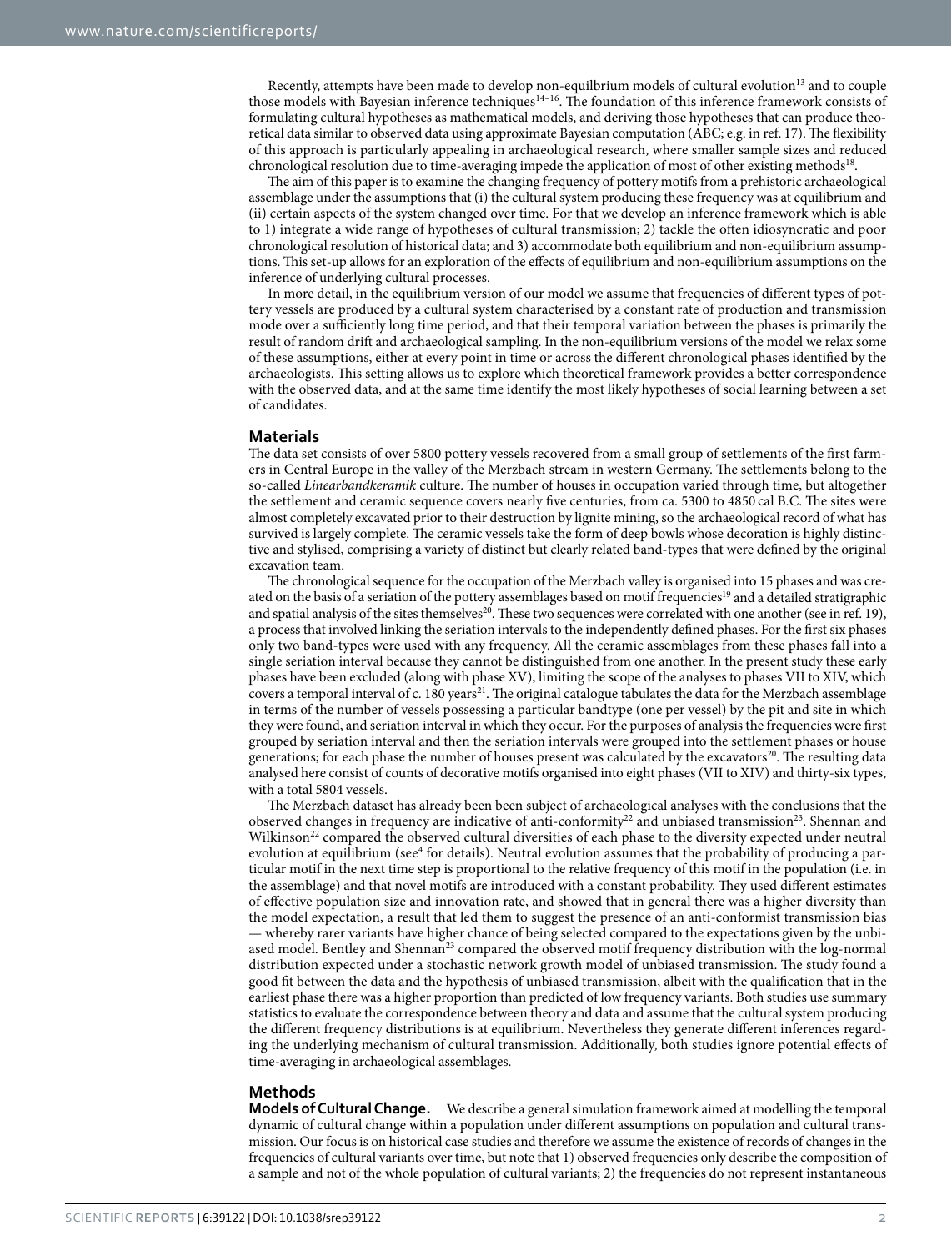Recently, attempts have been made to develop non-equilbrium models of cultural evolution[13] and to couple those models with Bayesian inference techniques[14–16]. The foundation of this inference framework consists of formulating cultural hypotheses as mathematical models, and deriving those hypotheses that can produce theoretical data similar to observed data using approximate Bayesian computation (ABC; e.g. in ref. 17). The flexibility of this approach is particularly appealing in archaeological research, where smaller sample sizes and reduced chronological resolution due to time-averaging impede the application of most of other existing methods[18].

The aim of this paper is to examine the changing frequency of pottery motifs from a prehistoric archaeological assemblage under the assumptions that (i) the cultural system producing these frequency was at equilibrium and (ii) certain aspects of the system changed over time. For that we develop an inference framework which is able to 1) integrate a wide range of hypotheses of cultural transmission; 2) tackle the often idiosyncratic and poor chronological resolution of historical data; and 3) accommodate both equilibrium and non-equilibrium assumptions. This set-up allows for an exploration of the effects of equilibrium and non-equilibrium assumptions on the inference of underlying cultural processes.

In more detail, in the equilibrium version of our model we assume that frequencies of different types of pottery vessels are produced by a cultural system characterised by a constant rate of production and transmission mode over a sufficiently long time period, and that their temporal variation between the phases is primarily the result of random drift and archaeological sampling. In the non-equilibrium versions of the model we relax some of these assumptions, either at every point in time or across the different chronological phases identified by the archaeologists. This setting allows us to explore which theoretical framework provides a better correspondence with the observed data, and at the same time identify the most likely hypotheses of social learning between a set of candidates.

## Materials

The data set consists of over 5800 pottery vessels recovered from a small group of settlements of the first farmers in Central Europe in the valley of the Merzbach stream in western Germany. The settlements belong to the so-called *Linearbandkeramik* culture. The number of houses in occupation varied through time, but altogether the settlement and ceramic sequence covers nearly five centuries, from ca. 5300 to 4850 cal B.C. The sites were almost completely excavated prior to their destruction by lignite mining, so the archaeological record of what has survived is largely complete. The ceramic vessels take the form of deep bowls whose decoration is highly distinctive and stylised, comprising a variety of distinct but clearly related band-types that were defined by the original excavation team.

The chronological sequence for the occupation of the Merzbach valley is organised into 15 phases and was created on the basis of a seriation of the pottery assemblages based on motif frequencies[19] and a detailed stratigraphic and spatial analysis of the sites themselves[20]. These two sequences were correlated with one another (see in ref. 19), a process that involved linking the seriation intervals to the independently defined phases. For the first six phases only two band-types were used with any frequency. All the ceramic assemblages from these phases fall into a single seriation interval because they cannot be distinguished from one another. In the present study these early phases have been excluded (along with phase XV), limiting the scope of the analyses to phases VII to XIV, which covers a temporal interval of c. 180 years[21]. The original catalogue tabulates the data for the Merzbach assemblage in terms of the number of vessels possessing a particular bandtype (one per vessel) by the pit and site in which they were found, and seriation interval in which they occur. For the purposes of analysis the frequencies were first grouped by seriation interval and then the seriation intervals were grouped into the settlement phases or house generations; for each phase the number of houses present was calculated by the excavators[20]. The resulting data analysed here consist of counts of decorative motifs organised into eight phases (VII to XIV) and thirty-six types, with a total 5804 vessels.

The Merzbach dataset has already been been subject of archaeological analyses with the conclusions that the observed changes in frequency are indicative of anti-conformity[22] and unbiased transmission[23]. Shennan and Wilkinson[22] compared the observed cultural diversities of each phase to the diversity expected under neutral evolution at equilibrium (see[4] for details). Neutral evolution assumes that the probability of producing a particular motif in the next time step is proportional to the relative frequency of this motif in the population (i.e. in the assemblage) and that novel motifs are introduced with a constant probability. They used different estimates of effective population size and innovation rate, and showed that in general there was a higher diversity than the model expectation, a result that led them to suggest the presence of an anti-conformist transmission bias — whereby rarer variants have higher chance of being selected compared to the expectations given by the unbiased model. Bentley and Shennan[23] compared the observed motif frequency distribution with the log-normal distribution expected under a stochastic network growth model of unbiased transmission. The study found a good fit between the data and the hypothesis of unbiased transmission, albeit with the qualification that in the earliest phase there was a higher proportion than predicted of low frequency variants. Both studies use summary statistics to evaluate the correspondence between theory and data and assume that the cultural system producing the different frequency distributions is at equilibrium. Nevertheless they generate different inferences regarding the underlying mechanism of cultural transmission. Additionally, both studies ignore potential effects of time-averaging in archaeological assemblages.

## Methods

**Models of Cultural Change.** We describe a general simulation framework aimed at modelling the temporal dynamic of cultural change within a population under different assumptions on population and cultural transmission. Our focus is on historical case studies and therefore we assume the existence of records of changes in the frequencies of cultural variants over time, but note that 1) observed frequencies only describe the composition of a sample and not of the whole population of cultural variants; 2) the frequencies do not represent instantaneous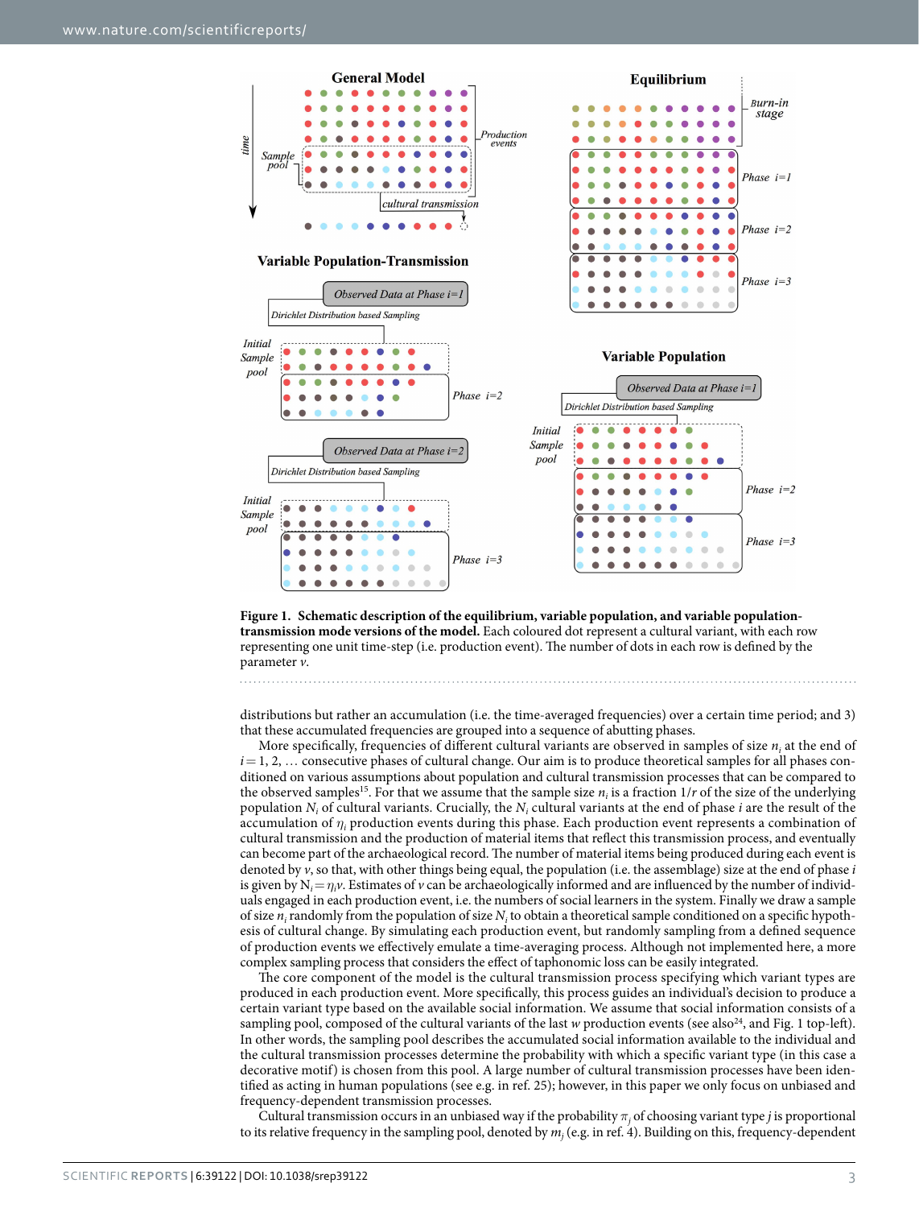**Figure 1. Schematic description of the equilibrium, variable population, and variable population-transmission mode versions of the model.** Each coloured dot represent a cultural variant, with each row representing one unit time-step (i.e. production event). The number of dots in each row is defined by the parameter $v$.

distributions but rather an accumulation (i.e. the time-averaged frequencies) over a certain time period; and 3) that these accumulated frequencies are grouped into a sequence of abutting phases.

More specifically, frequencies of different cultural variants are observed in samples of size $n_i$ at the end of $i = 1, 2, \ldots$ consecutive phases of cultural change. Our aim is to produce theoretical samples for all phases conditioned on various assumptions about population and cultural transmission processes that can be compared to the observed samples[15]. For that we assume that the sample size $n_i$ is a fraction $1/r$ of the size of the underlying population $N_i$ of cultural variants. Crucially, the $N_i$ cultural variants at the end of phase $i$ are the result of the accumulation of $\eta_i$ production events during this phase. Each production event represents a combination of cultural transmission and the production of material items that reflect this transmission process, and eventually can become part of the archaeological record. The number of material items being produced during each event is denoted by $v$, so that, with other things being equal, the population (i.e. the assemblage) size at the end of phase $i$ is given by $N_i = \eta_i v$. Estimates of $v$ can be archaeologically informed and are influenced by the number of individuals engaged in each production event, i.e. the numbers of social learners in the system. Finally we draw a sample of size $n_i$ randomly from the population of size $N_i$ to obtain a theoretical sample conditioned on a specific hypothesis of cultural change. By simulating each production event, but randomly sampling from a defined sequence of production events we effectively emulate a time-averaging process. Although not implemented here, a more complex sampling process that considers the effect of taphonomic loss can be easily integrated.

The core component of the model is the cultural transmission process specifying which variant types are produced in each production event. More specifically, this process guides an individual's decision to produce a certain variant type based on the available social information. We assume that social information consists of a sampling pool, composed of the cultural variants of the last $w$ production events (see also[24], and Fig. 1 top-left). In other words, the sampling pool describes the accumulated social information available to the individual and the cultural transmission processes determine the probability with which a specific variant type (in this case a decorative motif) is chosen from this pool. A large number of cultural transmission processes have been identified as acting in human populations (see e.g. in ref. 25); however, in this paper we only focus on unbiased and frequency-dependent transmission processes.

Cultural transmission occurs in an unbiased way if the probability $\pi_j$ of choosing variant type $j$ is proportional to its relative frequency in the sampling pool, denoted by $m_j$ (e.g. in ref. 4). Building on this, frequency-dependent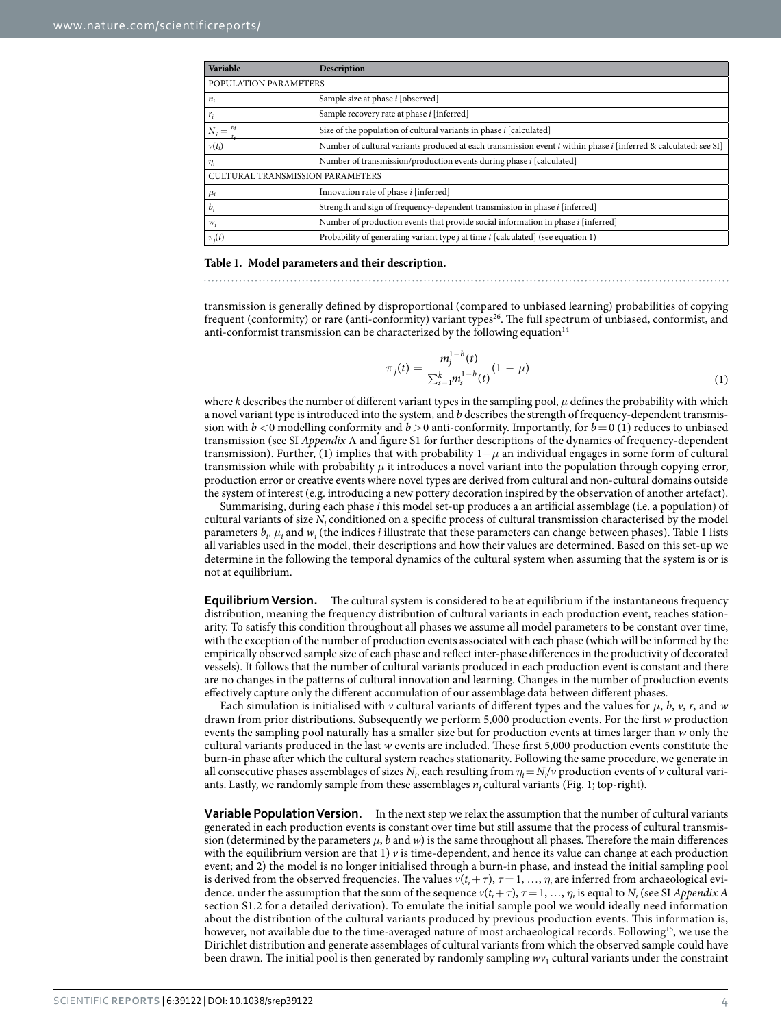| Variable | Description |
| --- | --- |
| POPULATION PARAMETERS | |
| $n_i$ | Sample size at phase *i* [observed] |
| $r_i$ | Sample recovery rate at phase *i* [inferred] |
| $N_i = \frac{n_i}{r_i}$ | Size of the population of cultural variants in phase *i* [calculated] |
| $v(t_i)$ | Number of cultural variants produced at each transmission event *t* within phase *i* [inferred & calculated; see SI] |
| $\eta_i$ | Number of transmission/production events during phase *i* [calculated] |
| CULTURAL TRANSMISSION PARAMETERS | |
| $\mu_i$ | Innovation rate of phase *i* [inferred] |
| $b_i$ | Strength and sign of frequency-dependent transmission in phase *i* [inferred] |
| $w_i$ | Number of production events that provide social information in phase *i* [inferred] |
| $\pi_j(t)$ | Probability of generating variant type *j* at time *t* [calculated] (see equation 1) |

**Table 1. Model parameters and their description.**

transmission is generally defined by disproportional (compared to unbiased learning) probabilities of copying frequent (conformity) or rare (anti-conformity) variant types[26]. The full spectrum of unbiased, conformist, and anti-conformist transmission can be characterized by the following equation[14]

$$\pi_j(t) = \frac{m_j^{1-b}(t)}{\sum_{s=1}^{k} m_s^{1-b}(t)}(1 - \mu) \tag{1}$$

where *k* describes the number of different variant types in the sampling pool, $\mu$ defines the probability with which a novel variant type is introduced into the system, and *b* describes the strength of frequency-dependent transmission with $b < 0$ modelling conformity and $b > 0$ anti-conformity. Importantly, for $b = 0$ (1) reduces to unbiased transmission (see SI *Appendix* A and figure S1 for further descriptions of the dynamics of frequency-dependent transmission). Further, (1) implies that with probability $1-\mu$ an individual engages in some form of cultural transmission while with probability $\mu$ it introduces a novel variant into the population through copying error, production error or creative events where novel types are derived from cultural and non-cultural domains outside the system of interest (e.g. introducing a new pottery decoration inspired by the observation of another artefact).

Summarising, during each phase *i* this model set-up produces a an artificial assemblage (i.e. a population) of cultural variants of size $N_i$ conditioned on a specific process of cultural transmission characterised by the model parameters $b_i$, $\mu_i$ and $w_i$ (the indices *i* illustrate that these parameters can change between phases). Table 1 lists all variables used in the model, their descriptions and how their values are determined. Based on this set-up we determine in the following the temporal dynamics of the cultural system when assuming that the system is or is not at equilibrium.

**Equilibrium Version.** The cultural system is considered to be at equilibrium if the instantaneous frequency distribution, meaning the frequency distribution of cultural variants in each production event, reaches stationarity. To satisfy this condition throughout all phases we assume all model parameters to be constant over time, with the exception of the number of production events associated with each phase (which will be informed by the empirically observed sample size of each phase and reflect inter-phase differences in the productivity of decorated vessels). It follows that the number of cultural variants produced in each production event is constant and there are no changes in the patterns of cultural innovation and learning. Changes in the number of production events effectively capture only the different accumulation of our assemblage data between different phases.

Each simulation is initialised with *v* cultural variants of different types and the values for $\mu$, *b*, *v*, *r*, and *w* drawn from prior distributions. Subsequently we perform 5,000 production events. For the first *w* production events the sampling pool naturally has a smaller size but for production events at times larger than *w* only the cultural variants produced in the last *w* events are included. These first 5,000 production events constitute the burn-in phase after which the cultural system reaches stationarity. Following the same procedure, we generate in all consecutive phases assemblages of sizes $N_i$, each resulting from $\eta_i = N_i/v$ production events of *v* cultural variants. Lastly, we randomly sample from these assemblages $n_i$ cultural variants (Fig. 1; top-right).

**Variable Population Version.** In the next step we relax the assumption that the number of cultural variants generated in each production events is constant over time but still assume that the process of cultural transmission (determined by the parameters $\mu$, *b* and *w*) is the same throughout all phases. Therefore the main differences with the equilibrium version are that 1) *v* is time-dependent, and hence its value can change at each production event; and 2) the model is no longer initialised through a burn-in phase, and instead the initial sampling pool is derived from the observed frequencies. The values $v(t_i + \tau)$, $\tau = 1, \ldots, \eta_i$ are inferred from archaeological evidence. under the assumption that the sum of the sequence $v(t_i + \tau)$, $\tau = 1, \ldots, \eta_i$ is equal to $N_i$ (see SI *Appendix A* section S1.2 for a detailed derivation). To emulate the initial sample pool we would ideally need information about the distribution of the cultural variants produced by previous production events. This information is, however, not available due to the time-averaged nature of most archaeological records. Following[15], we use the Dirichlet distribution and generate assemblages of cultural variants from which the observed sample could have been drawn. The initial pool is then generated by randomly sampling $wv_1$ cultural variants under the constraint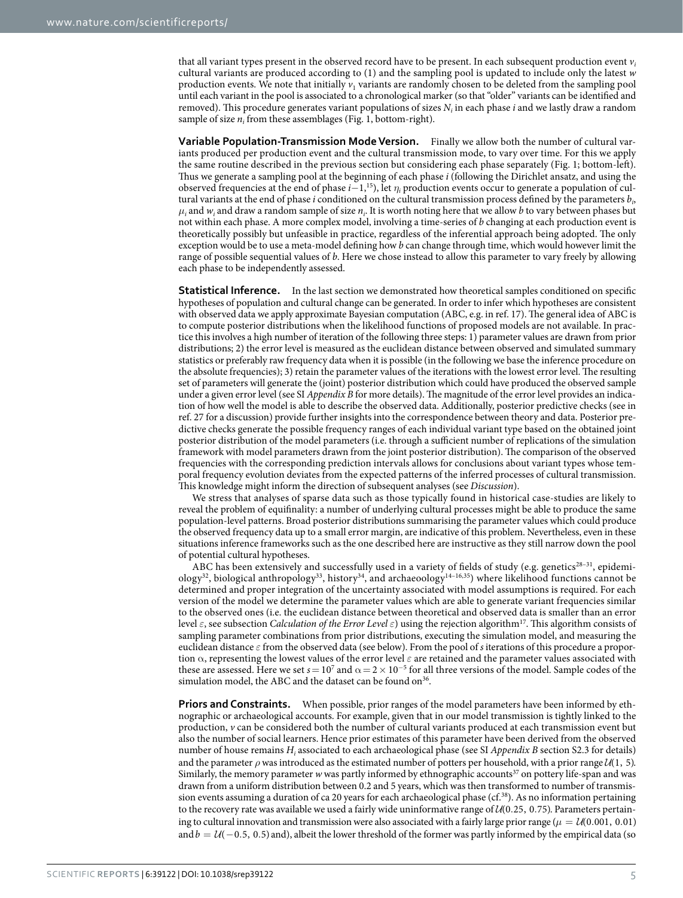that all variant types present in the observed record have to be present. In each subsequent production event $v_i$ cultural variants are produced according to (1) and the sampling pool is updated to include only the latest $w$ production events. We note that initially $v_1$ variants are randomly chosen to be deleted from the sampling pool until each variant in the pool is associated to a chronological marker (so that "older" variants can be identified and removed). This procedure generates variant populations of sizes $N_i$ in each phase $i$ and we lastly draw a random sample of size $n_i$ from these assemblages (Fig. 1, bottom-right).

**Variable Population-Transmission Mode Version.** Finally we allow both the number of cultural variants produced per production event and the cultural transmission mode, to vary over time. For this we apply the same routine described in the previous section but considering each phase separately (Fig. 1; bottom-left). Thus we generate a sampling pool at the beginning of each phase $i$ (following the Dirichlet ansatz, and using the observed frequencies at the end of phase $i-1$,[15]), let $\eta_i$ production events occur to generate a population of cultural variants at the end of phase $i$ conditioned on the cultural transmission process defined by the parameters $b_i$, $\mu_i$ and $w_i$ and draw a random sample of size $n_i$. It is worth noting here that we allow $b$ to vary between phases but not within each phase. A more complex model, involving a time-series of $b$ changing at each production event is theoretically possibly but unfeasible in practice, regardless of the inferential approach being adopted. The only exception would be to use a meta-model defining how $b$ can change through time, which would however limit the range of possible sequential values of $b$. Here we chose instead to allow this parameter to vary freely by allowing each phase to be independently assessed.

**Statistical Inference.** In the last section we demonstrated how theoretical samples conditioned on specific hypotheses of population and cultural change can be generated. In order to infer which hypotheses are consistent with observed data we apply approximate Bayesian computation (ABC, e.g. in ref. 17). The general idea of ABC is to compute posterior distributions when the likelihood functions of proposed models are not available. In practice this involves a high number of iteration of the following three steps: 1) parameter values are drawn from prior distributions; 2) the error level is measured as the euclidean distance between observed and simulated summary statistics or preferably raw frequency data when it is possible (in the following we base the inference procedure on the absolute frequencies); 3) retain the parameter values of the iterations with the lowest error level. The resulting set of parameters will generate the (joint) posterior distribution which could have produced the observed sample under a given error level (see SI *Appendix B* for more details). The magnitude of the error level provides an indication of how well the model is able to describe the observed data. Additionally, posterior predictive checks (see in ref. 27 for a discussion) provide further insights into the correspondence between theory and data. Posterior predictive checks generate the possible frequency ranges of each individual variant type based on the obtained joint posterior distribution of the model parameters (i.e. through a sufficient number of replications of the simulation framework with model parameters drawn from the joint posterior distribution). The comparison of the observed frequencies with the corresponding prediction intervals allows for conclusions about variant types whose temporal frequency evolution deviates from the expected patterns of the inferred processes of cultural transmission. This knowledge might inform the direction of subsequent analyses (see *Discussion*).

We stress that analyses of sparse data such as those typically found in historical case-studies are likely to reveal the problem of equifinality: a number of underlying cultural processes might be able to produce the same population-level patterns. Broad posterior distributions summarising the parameter values which could produce the observed frequency data up to a small error margin, are indicative of this problem. Nevertheless, even in these situations inference frameworks such as the one described here are instructive as they still narrow down the pool of potential cultural hypotheses.

ABC has been extensively and successfully used in a variety of fields of study (e.g. genetics[28–31], epidemiology[32], biological anthropology[33], history[34], and archaeoology[14–16,35]) where likelihood functions cannot be determined and proper integration of the uncertainty associated with model assumptions is required. For each version of the model we determine the parameter values which are able to generate variant frequencies similar to the observed ones (i.e. the euclidean distance between theoretical and observed data is smaller than an error level $\varepsilon$, see subsection *Calculation of the Error Level* $\varepsilon$) using the rejection algorithm[17]. This algorithm consists of sampling parameter combinations from prior distributions, executing the simulation model, and measuring the euclidean distance $\varepsilon$ from the observed data (see below). From the pool of $s$ iterations of this procedure a proportion $\alpha$, representing the lowest values of the error level $\varepsilon$ are retained and the parameter values associated with these are assessed. Here we set $s = 10^7$ and $\alpha = 2 \times 10^{-5}$ for all three versions of the model. Sample codes of the simulation model, the ABC and the dataset can be found on[36].

**Priors and Constraints.** When possible, prior ranges of the model parameters have been informed by ethnographic or archaeological accounts. For example, given that in our model transmission is tightly linked to the production, $v$ can be considered both the number of cultural variants produced at each transmission event but also the number of social learners. Hence prior estimates of this parameter have been derived from the observed number of house remains $H_i$ associated to each archaeological phase (see SI *Appendix B* section S2.3 for details) and the parameter $\rho$ was introduced as the estimated number of potters per household, with a prior range $\mathcal{U}(1, 5)$. Similarly, the memory parameter $w$ was partly informed by ethnographic accounts[37] on pottery life-span and was drawn from a uniform distribution between 0.2 and 5 years, which was then transformed to number of transmission events assuming a duration of ca 20 years for each archaeological phase (cf.[38]). As no information pertaining to the recovery rate was available we used a fairly wide uninformative range of $\mathcal{U}(0.25, 0.75)$. Parameters pertaining to cultural innovation and transmission were also associated with a fairly large prior range ($\mu = \mathcal{U}(0.001, 0.01)$ and $b = \mathcal{U}(-0.5, 0.5)$ and), albeit the lower threshold of the former was partly informed by the empirical data (so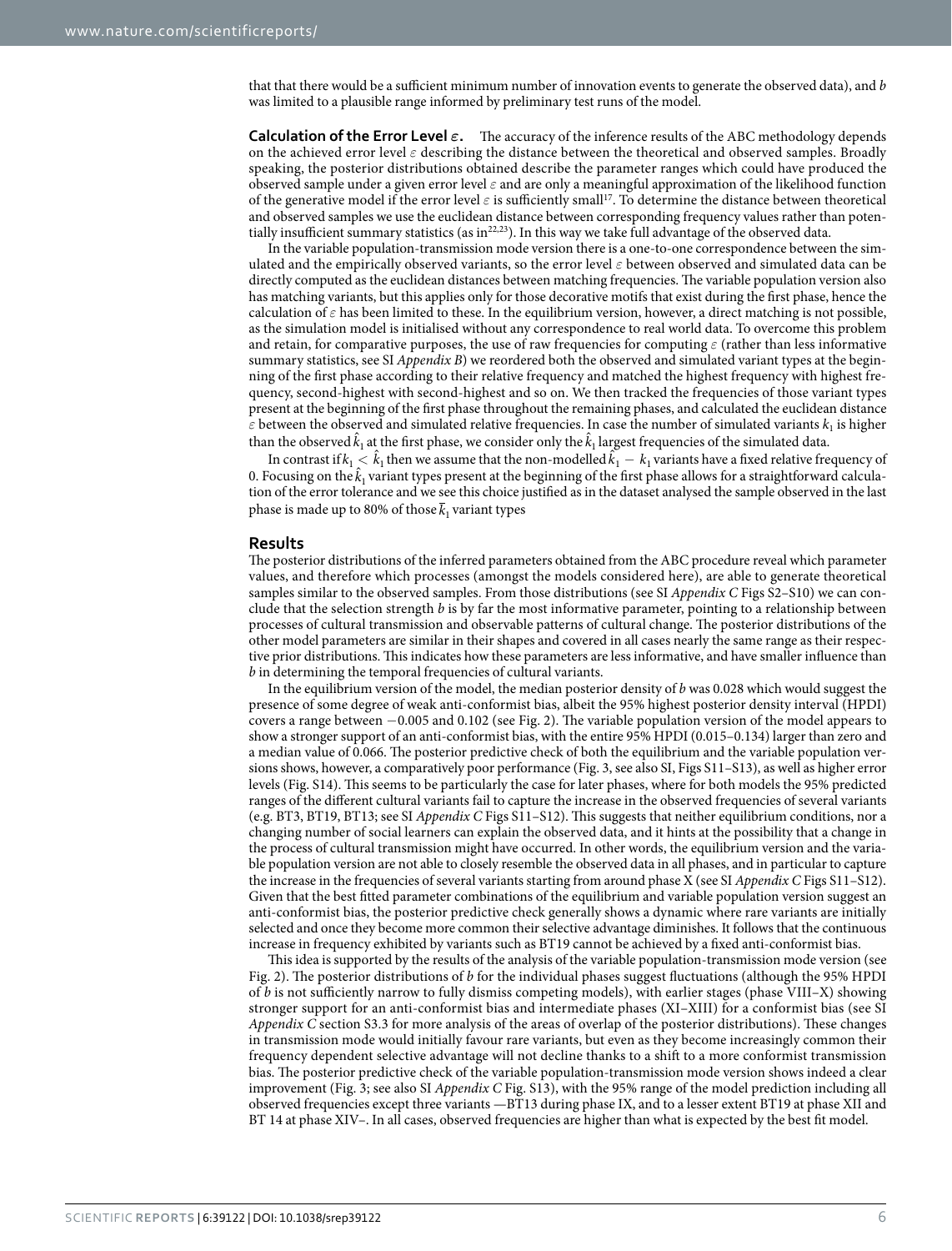that that there would be a sufficient minimum number of innovation events to generate the observed data), and $b$ was limited to a plausible range informed by preliminary test runs of the model.

**Calculation of the Error Level $\varepsilon$.** The accuracy of the inference results of the ABC methodology depends on the achieved error level $\varepsilon$ describing the distance between the theoretical and observed samples. Broadly speaking, the posterior distributions obtained describe the parameter ranges which could have produced the observed sample under a given error level $\varepsilon$ and are only a meaningful approximation of the likelihood function of the generative model if the error level $\varepsilon$ is sufficiently small[17]. To determine the distance between theoretical and observed samples we use the euclidean distance between corresponding frequency values rather than potentially insufficient summary statistics (as in[22,23]). In this way we take full advantage of the observed data.

In the variable population-transmission mode version there is a one-to-one correspondence between the simulated and the empirically observed variants, so the error level $\varepsilon$ between observed and simulated data can be directly computed as the euclidean distances between matching frequencies. The variable population version also has matching variants, but this applies only for those decorative motifs that exist during the first phase, hence the calculation of $\varepsilon$ has been limited to these. In the equilibrium version, however, a direct matching is not possible, as the simulation model is initialised without any correspondence to real world data. To overcome this problem and retain, for comparative purposes, the use of raw frequencies for computing $\varepsilon$ (rather than less informative summary statistics, see SI *Appendix B*) we reordered both the observed and simulated variant types at the beginning of the first phase according to their relative frequency and matched the highest frequency with highest frequency, second-highest with second-highest and so on. We then tracked the frequencies of those variant types present at the beginning of the first phase throughout the remaining phases, and calculated the euclidean distance $\varepsilon$ between the observed and simulated relative frequencies. In case the number of simulated variants $k_1$ is higher than the observed $\hat{k}_1$ at the first phase, we consider only the $\hat{k}_1$ largest frequencies of the simulated data.

In contrast if $k_1 < \hat{k}_1$ then we assume that the non-modelled $\hat{k}_1 - k_1$ variants have a fixed relative frequency of 0. Focusing on the $\hat{k}_1$ variant types present at the beginning of the first phase allows for a straightforward calculation of the error tolerance and we see this choice justified as in the dataset analysed the sample observed in the last phase is made up to 80% of those $\bar{k}_1$ variant types

## Results

The posterior distributions of the inferred parameters obtained from the ABC procedure reveal which parameter values, and therefore which processes (amongst the models considered here), are able to generate theoretical samples similar to the observed samples. From those distributions (see SI *Appendix C* Figs S2–S10) we can conclude that the selection strength $b$ is by far the most informative parameter, pointing to a relationship between processes of cultural transmission and observable patterns of cultural change. The posterior distributions of the other model parameters are similar in their shapes and covered in all cases nearly the same range as their respective prior distributions. This indicates how these parameters are less informative, and have smaller influence than $b$ in determining the temporal frequencies of cultural variants.

In the equilibrium version of the model, the median posterior density of $b$ was 0.028 which would suggest the presence of some degree of weak anti-conformist bias, albeit the 95% highest posterior density interval (HPDI) covers a range between −0.005 and 0.102 (see Fig. 2). The variable population version of the model appears to show a stronger support of an anti-conformist bias, with the entire 95% HPDI (0.015–0.134) larger than zero and a median value of 0.066. The posterior predictive check of both the equilibrium and the variable population versions shows, however, a comparatively poor performance (Fig. 3, see also SI, Figs S11–S13), as well as higher error levels (Fig. S14). This seems to be particularly the case for later phases, where for both models the 95% predicted ranges of the different cultural variants fail to capture the increase in the observed frequencies of several variants (e.g. BT3, BT19, BT13; see SI *Appendix C* Figs S11–S12). This suggests that neither equilibrium conditions, nor a changing number of social learners can explain the observed data, and it hints at the possibility that a change in the process of cultural transmission might have occurred. In other words, the equilibrium version and the variable population version are not able to closely resemble the observed data in all phases, and in particular to capture the increase in the frequencies of several variants starting from around phase X (see SI *Appendix C* Figs S11–S12). Given that the best fitted parameter combinations of the equilibrium and variable population version suggest an anti-conformist bias, the posterior predictive check generally shows a dynamic where rare variants are initially selected and once they become more common their selective advantage diminishes. It follows that the continuous increase in frequency exhibited by variants such as BT19 cannot be achieved by a fixed anti-conformist bias.

This idea is supported by the results of the analysis of the variable population-transmission mode version (see Fig. 2). The posterior distributions of $b$ for the individual phases suggest fluctuations (although the 95% HPDI of $b$ is not sufficiently narrow to fully dismiss competing models), with earlier stages (phase VIII–X) showing stronger support for an anti-conformist bias and intermediate phases (XI–XIII) for a conformist bias (see SI *Appendix C* section S3.3 for more analysis of the areas of overlap of the posterior distributions). These changes in transmission mode would initially favour rare variants, but even as they become increasingly common their frequency dependent selective advantage will not decline thanks to a shift to a more conformist transmission bias. The posterior predictive check of the variable population-transmission mode version shows indeed a clear improvement (Fig. 3; see also SI *Appendix C* Fig. S13), with the 95% range of the model prediction including all observed frequencies except three variants —BT13 during phase IX, and to a lesser extent BT19 at phase XII and BT 14 at phase XIV–. In all cases, observed frequencies are higher than what is expected by the best fit model.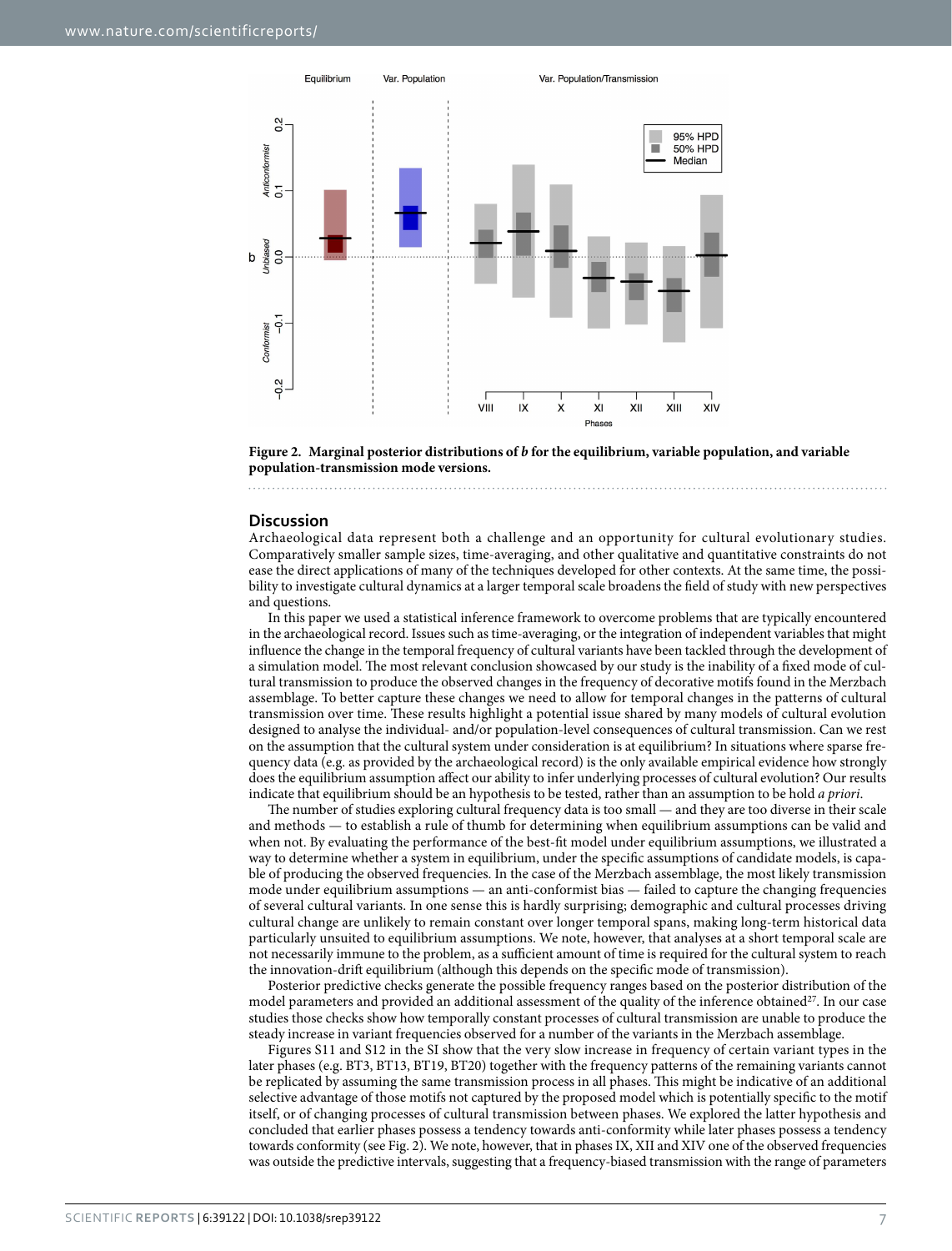**Figure 2. Marginal posterior distributions of *b* for the equilibrium, variable population, and variable population-transmission mode versions.**

## Discussion

Archaeological data represent both a challenge and an opportunity for cultural evolutionary studies. Comparatively smaller sample sizes, time-averaging, and other qualitative and quantitative constraints do not ease the direct applications of many of the techniques developed for other contexts. At the same time, the possibility to investigate cultural dynamics at a larger temporal scale broadens the field of study with new perspectives and questions.

In this paper we used a statistical inference framework to overcome problems that are typically encountered in the archaeological record. Issues such as time-averaging, or the integration of independent variables that might influence the change in the temporal frequency of cultural variants have been tackled through the development of a simulation model. The most relevant conclusion showcased by our study is the inability of a fixed mode of cultural transmission to produce the observed changes in the frequency of decorative motifs found in the Merzbach assemblage. To better capture these changes we need to allow for temporal changes in the patterns of cultural transmission over time. These results highlight a potential issue shared by many models of cultural evolution designed to analyse the individual- and/or population-level consequences of cultural transmission. Can we rest on the assumption that the cultural system under consideration is at equilibrium? In situations where sparse frequency data (e.g. as provided by the archaeological record) is the only available empirical evidence how strongly does the equilibrium assumption affect our ability to infer underlying processes of cultural evolution? Our results indicate that equilibrium should be an hypothesis to be tested, rather than an assumption to be hold *a priori*.

The number of studies exploring cultural frequency data is too small — and they are too diverse in their scale and methods — to establish a rule of thumb for determining when equilibrium assumptions can be valid and when not. By evaluating the performance of the best-fit model under equilibrium assumptions, we illustrated a way to determine whether a system in equilibrium, under the specific assumptions of candidate models, is capable of producing the observed frequencies. In the case of the Merzbach assemblage, the most likely transmission mode under equilibrium assumptions — an anti-conformist bias — failed to capture the changing frequencies of several cultural variants. In one sense this is hardly surprising; demographic and cultural processes driving cultural change are unlikely to remain constant over longer temporal spans, making long-term historical data particularly unsuited to equilibrium assumptions. We note, however, that analyses at a short temporal scale are not necessarily immune to the problem, as a sufficient amount of time is required for the cultural system to reach the innovation-drift equilibrium (although this depends on the specific mode of transmission).

Posterior predictive checks generate the possible frequency ranges based on the posterior distribution of the model parameters and provided an additional assessment of the quality of the inference obtained[27]. In our case studies those checks show how temporally constant processes of cultural transmission are unable to produce the steady increase in variant frequencies observed for a number of the variants in the Merzbach assemblage.

Figures S11 and S12 in the SI show that the very slow increase in frequency of certain variant types in the later phases (e.g. BT3, BT13, BT19, BT20) together with the frequency patterns of the remaining variants cannot be replicated by assuming the same transmission process in all phases. This might be indicative of an additional selective advantage of those motifs not captured by the proposed model which is potentially specific to the motif itself, or of changing processes of cultural transmission between phases. We explored the latter hypothesis and concluded that earlier phases possess a tendency towards anti-conformity while later phases possess a tendency towards conformity (see Fig. 2). We note, however, that in phases IX, XII and XIV one of the observed frequencies was outside the predictive intervals, suggesting that a frequency-biased transmission with the range of parameters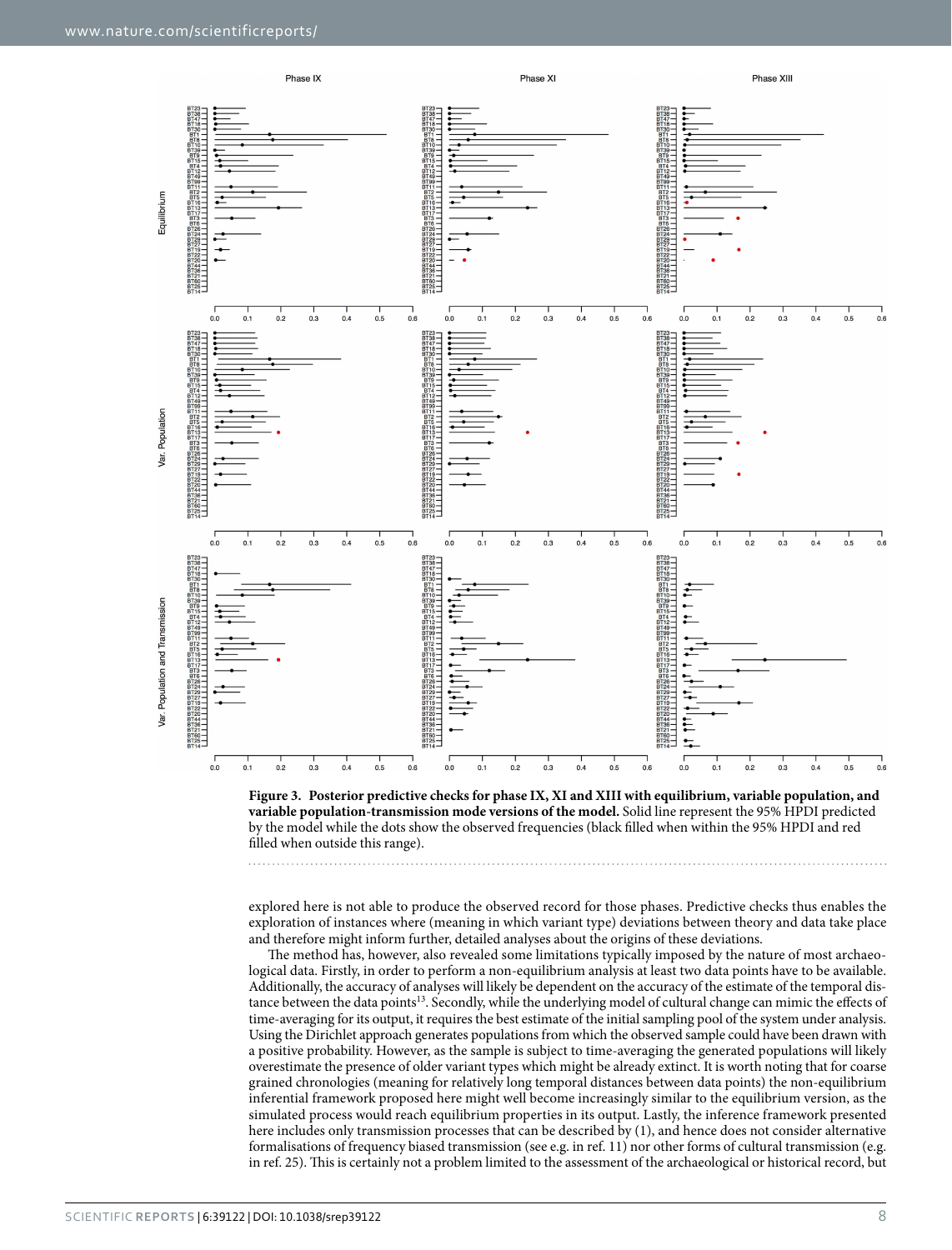**Figure 3. Posterior predictive checks for phase IX, XI and XIII with equilibrium, variable population, and variable population-transmission mode versions of the model.** Solid line represent the 95% HPDI predicted by the model while the dots show the observed frequencies (black filled when within the 95% HPDI and red filled when outside this range).

explored here is not able to produce the observed record for those phases. Predictive checks thus enables the exploration of instances where (meaning in which variant type) deviations between theory and data take place and therefore might inform further, detailed analyses about the origins of these deviations.

The method has, however, also revealed some limitations typically imposed by the nature of most archaeological data. Firstly, in order to perform a non-equilibrium analysis at least two data points have to be available. Additionally, the accuracy of analyses will likely be dependent on the accuracy of the estimate of the temporal distance between the data points[13]. Secondly, while the underlying model of cultural change can mimic the effects of time-averaging for its output, it requires the best estimate of the initial sampling pool of the system under analysis. Using the Dirichlet approach generates populations from which the observed sample could have been drawn with a positive probability. However, as the sample is subject to time-averaging the generated populations will likely overestimate the presence of older variant types which might be already extinct. It is worth noting that for coarse grained chronologies (meaning for relatively long temporal distances between data points) the non-equilibrium inferential framework proposed here might well become increasingly similar to the equilibrium version, as the simulated process would reach equilibrium properties in its output. Lastly, the inference framework presented here includes only transmission processes that can be described by (1), and hence does not consider alternative formalisations of frequency biased transmission (see e.g. in ref. 11) nor other forms of cultural transmission (e.g. in ref. 25). This is certainly not a problem limited to the assessment of the archaeological or historical record, but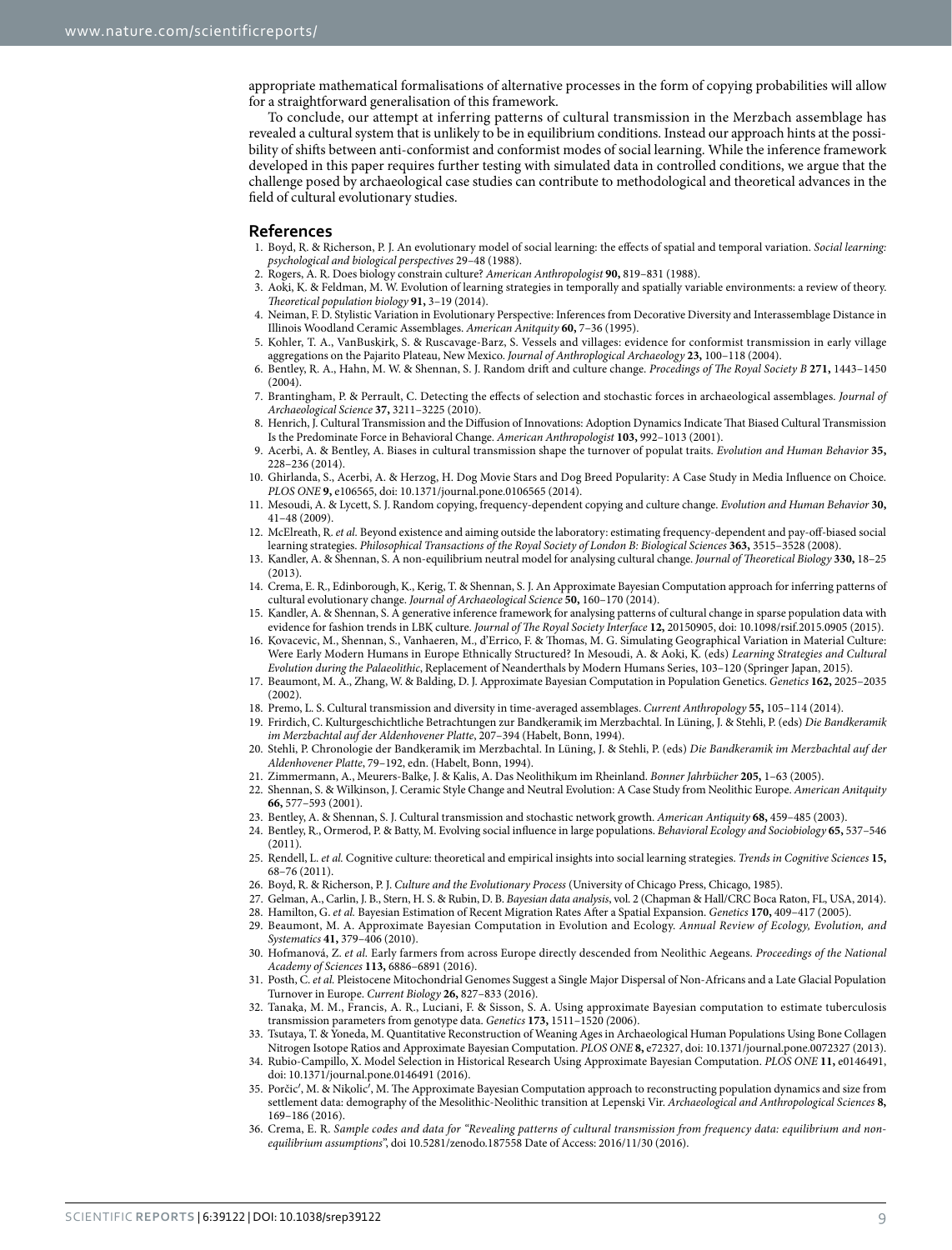appropriate mathematical formalisations of alternative processes in the form of copying probabilities will allow for a straightforward generalisation of this framework.

To conclude, our attempt at inferring patterns of cultural transmission in the Merzbach assemblage has revealed a cultural system that is unlikely to be in equilibrium conditions. Instead our approach hints at the possibility of shifts between anti-conformist and conformist modes of social learning. While the inference framework developed in this paper requires further testing with simulated data in controlled conditions, we argue that the challenge posed by archaeological case studies can contribute to methodological and theoretical advances in the field of cultural evolutionary studies.

## References

1. Boyd, R. & Richerson, P. J. An evolutionary model of social learning: the effects of spatial and temporal variation. *Social learning: psychological and biological perspectives* 29–48 (1988).
2. Rogers, A. R. Does biology constrain culture? *American Anthropologist* **90,** 819–831 (1988).
3. Aoki, K. & Feldman, M. W. Evolution of learning strategies in temporally and spatially variable environments: a review of theory. *Theoretical population biology* **91,** 3–19 (2014).
4. Neiman, F. D. Stylistic Variation in Evolutionary Perspective: Inferences from Decorative Diversity and Interassemblage Distance in Illinois Woodland Ceramic Assemblages. *American Anitquity* **60,** 7–36 (1995).
5. Kohler, T. A., VanBuskirk, S. & Ruscavage-Barz, S. Vessels and villages: evidence for conformist transmission in early village aggregations on the Pajarito Plateau, New Mexico. *Journal of Anthroplogical Archaeology* **23,** 100–118 (2004).
6. Bentley, R. A., Hahn, M. W. & Shennan, S. J. Random drift and culture change. *Procedings of The Royal Society B* **271,** 1443–1450 (2004).
7. Brantingham, P. & Perrault, C. Detecting the effects of selection and stochastic forces in archaeological assemblages. *Journal of Archaeological Science* **37,** 3211–3225 (2010).
8. Henrich, J. Cultural Transmission and the Diffusion of Innovations: Adoption Dynamics Indicate That Biased Cultural Transmission Is the Predominate Force in Behavioral Change. *American Anthropologist* **103,** 992–1013 (2001).
9. Acerbi, A. & Bentley, A. Biases in cultural transmission shape the turnover of populat traits. *Evolution and Human Behavior* **35,** 228–236 (2014).
10. Ghirlanda, S., Acerbi, A. & Herzog, H. Dog Movie Stars and Dog Breed Popularity: A Case Study in Media Influence on Choice. *PLOS ONE* **9,** e106565, doi: 10.1371/journal.pone.0106565 (2014).
11. Mesoudi, A. & Lycett, S. J. Random copying, frequency-dependent copying and culture change. *Evolution and Human Behavior* **30,** 41–48 (2009).
12. McElreath, R. *et al.* Beyond existence and aiming outside the laboratory: estimating frequency-dependent and pay-off-biased social learning strategies. *Philosophical Transactions of the Royal Society of London B: Biological Sciences* **363,** 3515–3528 (2008).
13. Kandler, A. & Shennan, S. A non-equilibrium neutral model for analysing cultural change. *Journal of Theoretical Biology* **330,** 18–25 (2013).
14. Crema, E. R., Edinborough, K., Kerig, T. & Shennan, S. J. An Approximate Bayesian Computation approach for inferring patterns of cultural evolutionary change. *Journal of Archaeological Science* **50,** 160–170 (2014).
15. Kandler, A. & Shennan, S. A generative inference framework for analysing patterns of cultural change in sparse population data with evidence for fashion trends in LBK culture. *Journal of The Royal Society Interface* **12,** 20150905, doi: 10.1098/rsif.2015.0905 (2015).
16. Kovacevic, M., Shennan, S., Vanhaeren, M., d'Errico, F. & Thomas, M. G. Simulating Geographical Variation in Material Culture: Were Early Modern Humans in Europe Ethnically Structured? In Mesoudi, A. & Aoki, K. (eds) *Learning Strategies and Cultural Evolution during the Palaeolithic*, Replacement of Neanderthals by Modern Humans Series, 103–120 (Springer Japan, 2015).
17. Beaumont, M. A., Zhang, W. & Balding, D. J. Approximate Bayesian Computation in Population Genetics. *Genetics* **162,** 2025–2035 (2002).
18. Premo, L. S. Cultural transmission and diversity in time-averaged assemblages. *Current Anthropology* **55,** 105–114 (2014).
19. Frirdich, C. Kulturgeschichtliche Betrachtungen zur Bandkeramik im Merzbachtal. In Lüning, J. & Stehli, P. (eds) *Die Bandkeramik im Merzbachtal auf der Aldenhovener Platte*, 207–394 (Habelt, Bonn, 1994).
20. Stehli, P. Chronologie der Bandkeramik im Merzbachtal. In Lüning, J. & Stehli, P. (eds) *Die Bandkeramik im Merzbachtal auf der Aldenhovener Platte*, 79–192, edn. (Habelt, Bonn, 1994).
21. Zimmermann, A., Meurers-Balke, J. & Kalis, A. Das Neolithikum im Rheinland. *Bonner Jahrbücher* **205,** 1–63 (2005).
22. Shennan, S. & Wilkinson, J. Ceramic Style Change and Neutral Evolution: A Case Study from Neolithic Europe. *American Anitquity* **66,** 577–593 (2001).
23. Bentley, A. & Shennan, S. J. Cultural transmission and stochastic network growth. *American Antiquity* **68,** 459–485 (2003).
24. Bentley, R., Ormerod, P. & Batty, M. Evolving social influence in large populations. *Behavioral Ecology and Sociobiology* **65,** 537–546 (2011).
25. Rendell, L. *et al.* Cognitive culture: theoretical and empirical insights into social learning strategies. *Trends in Cognitive Sciences* **15,** 68–76 (2011).
26. Boyd, R. & Richerson, P. J. *Culture and the Evolutionary Process* (University of Chicago Press, Chicago, 1985).
27. Gelman, A., Carlin, J. B., Stern, H. S. & Rubin, D. B. *Bayesian data analysis*, vol. 2 (Chapman & Hall/CRC Boca Raton, FL, USA, 2014).
28. Hamilton, G. *et al.* Bayesian Estimation of Recent Migration Rates After a Spatial Expansion. *Genetics* **170,** 409–417 (2005).
29. Beaumont, M. A. Approximate Bayesian Computation in Evolution and Ecology. *Annual Review of Ecology, Evolution, and Systematics* **41,** 379–406 (2010).
30. Hofmanová, Z. *et al.* Early farmers from across Europe directly descended from Neolithic Aegeans. *Proceedings of the National Academy of Sciences* **113,** 6886–6891 (2016).
31. Posth, C. *et al.* Pleistocene Mitochondrial Genomes Suggest a Single Major Dispersal of Non-Africans and a Late Glacial Population Turnover in Europe. *Current Biology* **26,** 827–833 (2016).
32. Tanaka, M. M., Francis, A. R., Luciani, F. & Sisson, S. A. Using approximate Bayesian computation to estimate tuberculosis transmission parameters from genotype data. *Genetics* **173,** 1511–1520 (2006).
33. Tsutaya, T. & Yoneda, M. Quantitative Reconstruction of Weaning Ages in Archaeological Human Populations Using Bone Collagen Nitrogen Isotope Ratios and Approximate Bayesian Computation. *PLOS ONE* **8,** e72327, doi: 10.1371/journal.pone.0072327 (2013).
34. Rubio-Campillo, X. Model Selection in Historical Research Using Approximate Bayesian Computation. *PLOS ONE* **11,** e0146491, doi: 10.1371/journal.pone.0146491 (2016).
35. Porčic', M. & Nikolic', M. The Approximate Bayesian Computation approach to reconstructing population dynamics and size from settlement data: demography of the Mesolithic-Neolithic transition at Lepenski Vir. *Archaeological and Anthropological Sciences* **8,** 169–186 (2016).
36. Crema, E. R. *Sample codes and data for "Revealing patterns of cultural transmission from frequency data: equilibrium and non-equilibrium assumptions"*, doi 10.5281/zenodo.187558 Date of Access: 2016/11/30 (2016).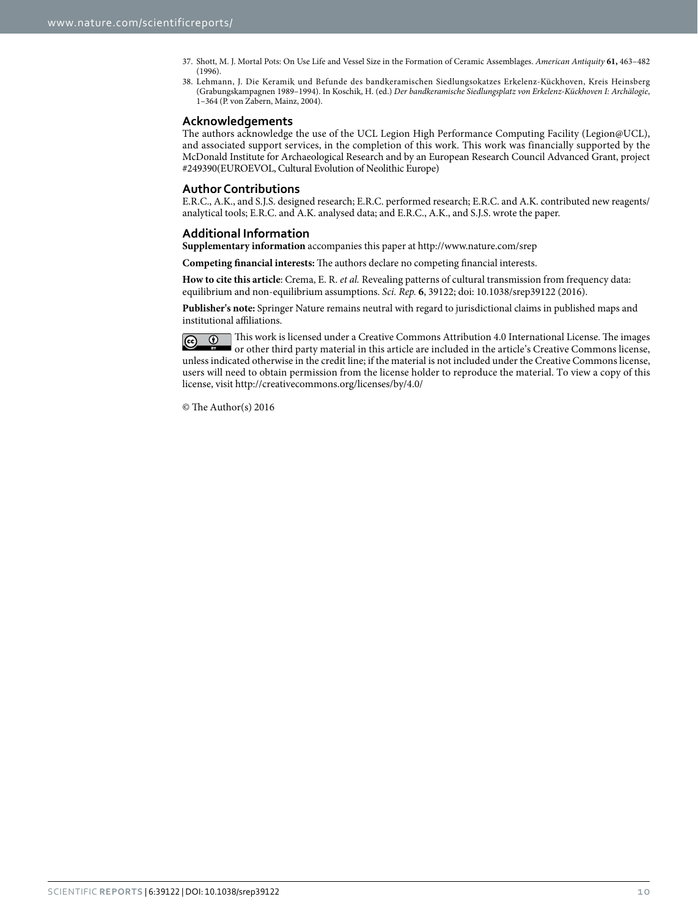37. Shott, M. J. Mortal Pots: On Use Life and Vessel Size in the Formation of Ceramic Assemblages. *American Antiquity* **61,** 463–482 (1996).
38. Lehmann, J. Die Keramik und Befunde des bandkeramischen Siedlungsokatzes Erkelenz-Kückhoven, Kreis Heinsberg (Grabungskampagnen 1989–1994). In Koschik, H. (ed.) *Der bandkeramische Siedlungsplatz von Erkelenz-Kückhoven I: Archälogie*, 1–364 (P. von Zabern, Mainz, 2004).

## Acknowledgements

The authors acknowledge the use of the UCL Legion High Performance Computing Facility (Legion@UCL), and associated support services, in the completion of this work. This work was financially supported by the McDonald Institute for Archaeological Research and by an European Research Council Advanced Grant, project #249390(EUROEVOL, Cultural Evolution of Neolithic Europe)

## Author Contributions

E.R.C., A.K., and S.J.S. designed research; E.R.C. performed research; E.R.C. and A.K. contributed new reagents/analytical tools; E.R.C. and A.K. analysed data; and E.R.C., A.K., and S.J.S. wrote the paper.

## Additional Information

**Supplementary information** accompanies this paper at http://www.nature.com/srep

**Competing financial interests:** The authors declare no competing financial interests.

**How to cite this article**: Crema, E. R. *et al.* Revealing patterns of cultural transmission from frequency data: equilibrium and non-equilibrium assumptions. *Sci. Rep.* **6**, 39122; doi: 10.1038/srep39122 (2016).

**Publisher's note:** Springer Nature remains neutral with regard to jurisdictional claims in published maps and institutional affiliations.

This work is licensed under a Creative Commons Attribution 4.0 International License. The images or other third party material in this article are included in the article's Creative Commons license, unless indicated otherwise in the credit line; if the material is not included under the Creative Commons license, users will need to obtain permission from the license holder to reproduce the material. To view a copy of this license, visit http://creativecommons.org/licenses/by/4.0/

© The Author(s) 2016